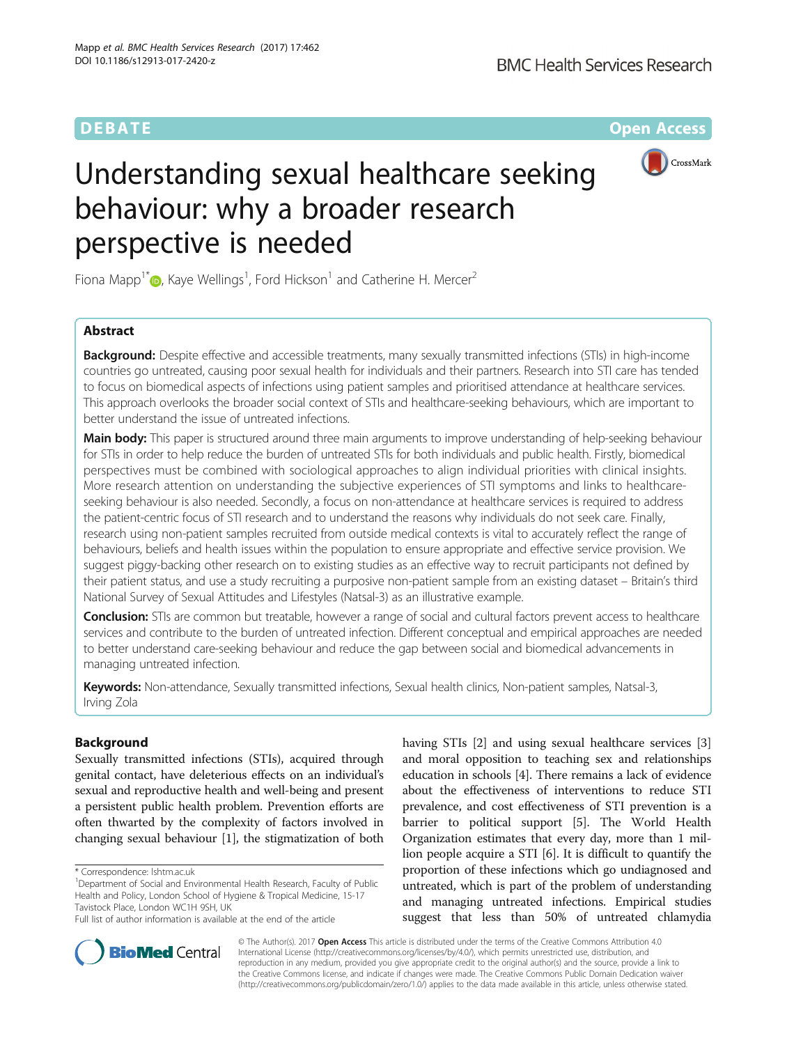DEBATE Open Access

# Understanding sexual healthcare seeking behaviour: why a broader research perspective is needed

Fiona Mapp[1*], Kaye Wellings[1], Ford Hickson[1] and Catherine H. Mercer[2]

## Abstract

**Background:** Despite effective and accessible treatments, many sexually transmitted infections (STIs) in high-income countries go untreated, causing poor sexual health for individuals and their partners. Research into STI care has tended to focus on biomedical aspects of infections using patient samples and prioritised attendance at healthcare services. This approach overlooks the broader social context of STIs and healthcare-seeking behaviours, which are important to better understand the issue of untreated infections.

**Main body:** This paper is structured around three main arguments to improve understanding of help-seeking behaviour for STIs in order to help reduce the burden of untreated STIs for both individuals and public health. Firstly, biomedical perspectives must be combined with sociological approaches to align individual priorities with clinical insights. More research attention on understanding the subjective experiences of STI symptoms and links to healthcare-seeking behaviour is also needed. Secondly, a focus on non-attendance at healthcare services is required to address the patient-centric focus of STI research and to understand the reasons why individuals do not seek care. Finally, research using non-patient samples recruited from outside medical contexts is vital to accurately reflect the range of behaviours, beliefs and health issues within the population to ensure appropriate and effective service provision. We suggest piggy-backing other research on to existing studies as an effective way to recruit participants not defined by their patient status, and use a study recruiting a purposive non-patient sample from an existing dataset – Britain's third National Survey of Sexual Attitudes and Lifestyles (Natsal-3) as an illustrative example.

**Conclusion:** STIs are common but treatable, however a range of social and cultural factors prevent access to healthcare services and contribute to the burden of untreated infection. Different conceptual and empirical approaches are needed to better understand care-seeking behaviour and reduce the gap between social and biomedical advancements in managing untreated infection.

**Keywords:** Non-attendance, Sexually transmitted infections, Sexual health clinics, Non-patient samples, Natsal-3, Irving Zola

## Background

Sexually transmitted infections (STIs), acquired through genital contact, have deleterious effects on an individual's sexual and reproductive health and well-being and present a persistent public health problem. Prevention efforts are often thwarted by the complexity of factors involved in changing sexual behaviour [1], the stigmatization of both having STIs [2] and using sexual healthcare services [3] and moral opposition to teaching sex and relationships education in schools [4]. There remains a lack of evidence about the effectiveness of interventions to reduce STI prevalence, and cost effectiveness of STI prevention is a barrier to political support [5]. The World Health Organization estimates that every day, more than 1 million people acquire a STI [6]. It is difficult to quantify the proportion of these infections which go undiagnosed and untreated, which is part of the problem of understanding and managing untreated infections. Empirical studies suggest that less than 50% of untreated chlamydia

\* Correspondence: lshtm.ac.uk
[1]Department of Social and Environmental Health Research, Faculty of Public Health and Policy, London School of Hygiene & Tropical Medicine, 15-17 Tavistock Place, London WC1H 9SH, UK
Full list of author information is available at the end of the article

© The Author(s). 2017 **Open Access** This article is distributed under the terms of the Creative Commons Attribution 4.0 International License (http://creativecommons.org/licenses/by/4.0/), which permits unrestricted use, distribution, and reproduction in any medium, provided you give appropriate credit to the original author(s) and the source, provide a link to the Creative Commons license, and indicate if changes were made. The Creative Commons Public Domain Dedication waiver (http://creativecommons.org/publicdomain/zero/1.0/) applies to the data made available in this article, unless otherwise stated.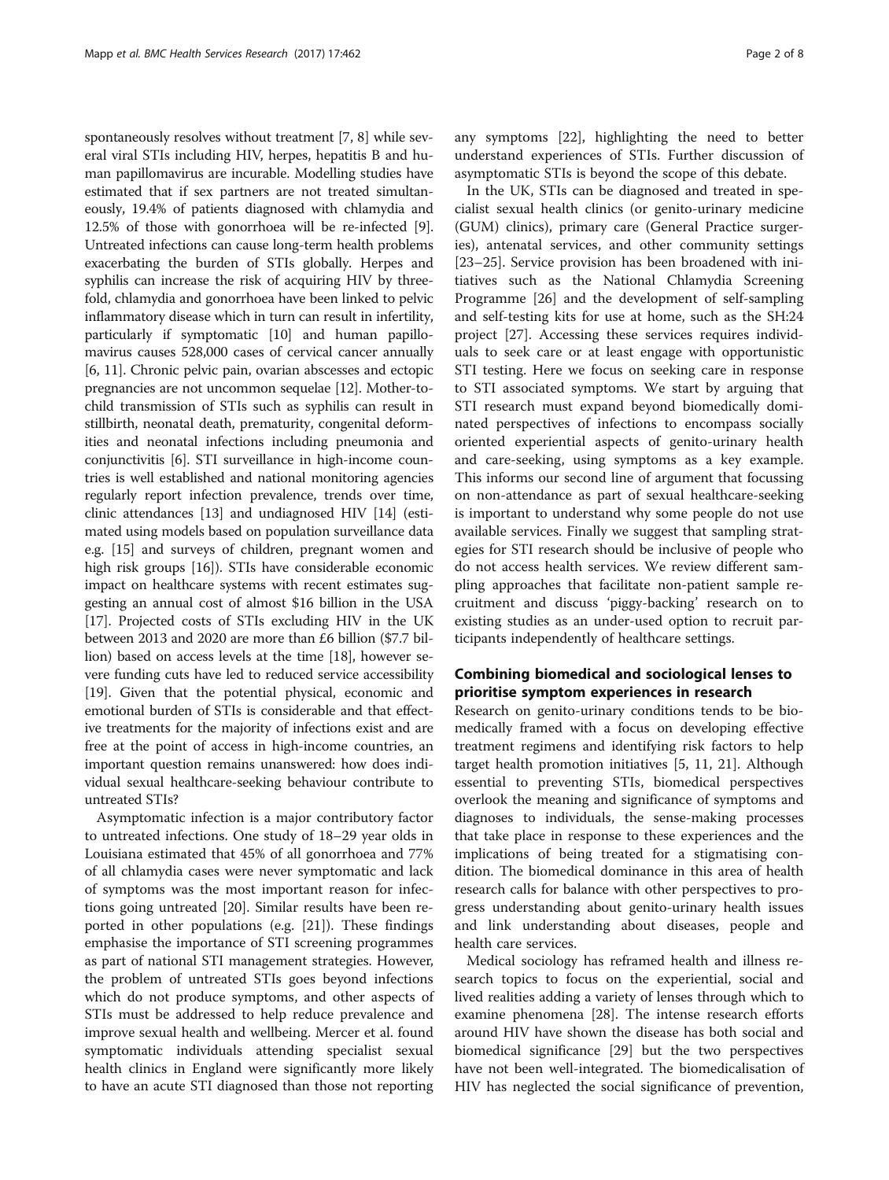spontaneously resolves without treatment [7, 8] while several viral STIs including HIV, herpes, hepatitis B and human papillomavirus are incurable. Modelling studies have estimated that if sex partners are not treated simultaneously, 19.4% of patients diagnosed with chlamydia and 12.5% of those with gonorrhoea will be re-infected [9]. Untreated infections can cause long-term health problems exacerbating the burden of STIs globally. Herpes and syphilis can increase the risk of acquiring HIV by threefold, chlamydia and gonorrhoea have been linked to pelvic inflammatory disease which in turn can result in infertility, particularly if symptomatic [10] and human papillomavirus causes 528,000 cases of cervical cancer annually [6, 11]. Chronic pelvic pain, ovarian abscesses and ectopic pregnancies are not uncommon sequelae [12]. Mother-to-child transmission of STIs such as syphilis can result in stillbirth, neonatal death, prematurity, congenital deformities and neonatal infections including pneumonia and conjunctivitis [6]. STI surveillance in high-income countries is well established and national monitoring agencies regularly report infection prevalence, trends over time, clinic attendances [13] and undiagnosed HIV [14] (estimated using models based on population surveillance data e.g. [15] and surveys of children, pregnant women and high risk groups [16]). STIs have considerable economic impact on healthcare systems with recent estimates suggesting an annual cost of almost \$16 billion in the USA [17]. Projected costs of STIs excluding HIV in the UK between 2013 and 2020 are more than £6 billion (\$7.7 billion) based on access levels at the time [18], however severe funding cuts have led to reduced service accessibility [19]. Given that the potential physical, economic and emotional burden of STIs is considerable and that effective treatments for the majority of infections exist and are free at the point of access in high-income countries, an important question remains unanswered: how does individual sexual healthcare-seeking behaviour contribute to untreated STIs?

Asymptomatic infection is a major contributory factor to untreated infections. One study of 18–29 year olds in Louisiana estimated that 45% of all gonorrhoea and 77% of all chlamydia cases were never symptomatic and lack of symptoms was the most important reason for infections going untreated [20]. Similar results have been reported in other populations (e.g. [21]). These findings emphasise the importance of STI screening programmes as part of national STI management strategies. However, the problem of untreated STIs goes beyond infections which do not produce symptoms, and other aspects of STIs must be addressed to help reduce prevalence and improve sexual health and wellbeing. Mercer et al. found symptomatic individuals attending specialist sexual health clinics in England were significantly more likely to have an acute STI diagnosed than those not reporting any symptoms [22], highlighting the need to better understand experiences of STIs. Further discussion of asymptomatic STIs is beyond the scope of this debate.

In the UK, STIs can be diagnosed and treated in specialist sexual health clinics (or genito-urinary medicine (GUM) clinics), primary care (General Practice surgeries), antenatal services, and other community settings [23–25]. Service provision has been broadened with initiatives such as the National Chlamydia Screening Programme [26] and the development of self-sampling and self-testing kits for use at home, such as the SH:24 project [27]. Accessing these services requires individuals to seek care or at least engage with opportunistic STI testing. Here we focus on seeking care in response to STI associated symptoms. We start by arguing that STI research must expand beyond biomedically dominated perspectives of infections to encompass socially oriented experiential aspects of genito-urinary health and care-seeking, using symptoms as a key example. This informs our second line of argument that focussing on non-attendance as part of sexual healthcare-seeking is important to understand why some people do not use available services. Finally we suggest that sampling strategies for STI research should be inclusive of people who do not access health services. We review different sampling approaches that facilitate non-patient sample recruitment and discuss 'piggy-backing' research on to existing studies as an under-used option to recruit participants independently of healthcare settings.

## Combining biomedical and sociological lenses to prioritise symptom experiences in research

Research on genito-urinary conditions tends to be biomedically framed with a focus on developing effective treatment regimens and identifying risk factors to help target health promotion initiatives [5, 11, 21]. Although essential to preventing STIs, biomedical perspectives overlook the meaning and significance of symptoms and diagnoses to individuals, the sense-making processes that take place in response to these experiences and the implications of being treated for a stigmatising condition. The biomedical dominance in this area of health research calls for balance with other perspectives to progress understanding about genito-urinary health issues and link understanding about diseases, people and health care services.

Medical sociology has reframed health and illness research topics to focus on the experiential, social and lived realities adding a variety of lenses through which to examine phenomena [28]. The intense research efforts around HIV have shown the disease has both social and biomedical significance [29] but the two perspectives have not been well-integrated. The biomedicalisation of HIV has neglected the social significance of prevention,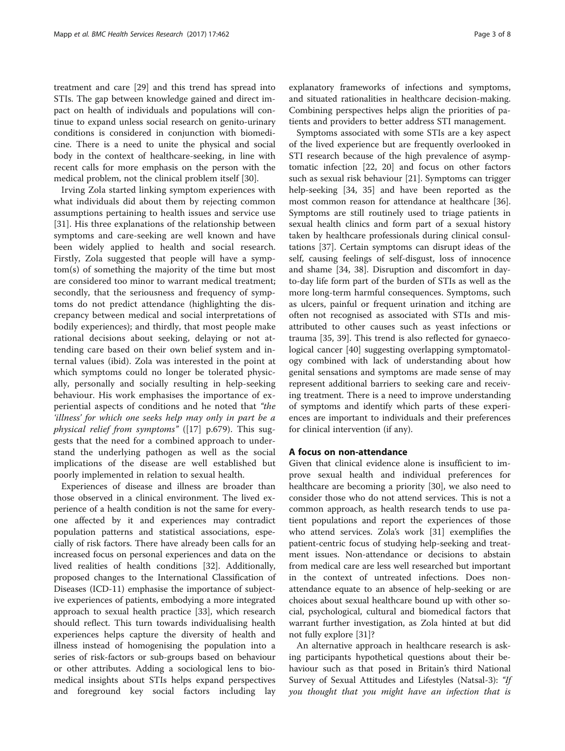treatment and care [29] and this trend has spread into STIs. The gap between knowledge gained and direct impact on health of individuals and populations will continue to expand unless social research on genito-urinary conditions is considered in conjunction with biomedicine. There is a need to unite the physical and social body in the context of healthcare-seeking, in line with recent calls for more emphasis on the person with the medical problem, not the clinical problem itself [30].

Irving Zola started linking symptom experiences with what individuals did about them by rejecting common assumptions pertaining to health issues and service use [31]. His three explanations of the relationship between symptoms and care-seeking are well known and have been widely applied to health and social research. Firstly, Zola suggested that people will have a symptom(s) of something the majority of the time but most are considered too minor to warrant medical treatment; secondly, that the seriousness and frequency of symptoms do not predict attendance (highlighting the discrepancy between medical and social interpretations of bodily experiences); and thirdly, that most people make rational decisions about seeking, delaying or not attending care based on their own belief system and internal values (ibid). Zola was interested in the point at which symptoms could no longer be tolerated physically, personally and socially resulting in help-seeking behaviour. His work emphasises the importance of experiential aspects of conditions and he noted that *"the 'illness' for which one seeks help may only in part be a physical relief from symptoms"* ([17] p.679). This suggests that the need for a combined approach to understand the underlying pathogen as well as the social implications of the disease are well established but poorly implemented in relation to sexual health.

Experiences of disease and illness are broader than those observed in a clinical environment. The lived experience of a health condition is not the same for everyone affected by it and experiences may contradict population patterns and statistical associations, especially of risk factors. There have already been calls for an increased focus on personal experiences and data on the lived realities of health conditions [32]. Additionally, proposed changes to the International Classification of Diseases (ICD-11) emphasise the importance of subjective experiences of patients, embodying a more integrated approach to sexual health practice [33], which research should reflect. This turn towards individualising health experiences helps capture the diversity of health and illness instead of homogenising the population into a series of risk-factors or sub-groups based on behaviour or other attributes. Adding a sociological lens to biomedical insights about STIs helps expand perspectives and foreground key social factors including lay explanatory frameworks of infections and symptoms, and situated rationalities in healthcare decision-making. Combining perspectives helps align the priorities of patients and providers to better address STI management.

Symptoms associated with some STIs are a key aspect of the lived experience but are frequently overlooked in STI research because of the high prevalence of asymptomatic infection [22, 20] and focus on other factors such as sexual risk behaviour [21]. Symptoms can trigger help-seeking [34, 35] and have been reported as the most common reason for attendance at healthcare [36]. Symptoms are still routinely used to triage patients in sexual health clinics and form part of a sexual history taken by healthcare professionals during clinical consultations [37]. Certain symptoms can disrupt ideas of the self, causing feelings of self-disgust, loss of innocence and shame [34, 38]. Disruption and discomfort in day-to-day life form part of the burden of STIs as well as the more long-term harmful consequences. Symptoms, such as ulcers, painful or frequent urination and itching are often not recognised as associated with STIs and misattributed to other causes such as yeast infections or trauma [35, 39]. This trend is also reflected for gynaecological cancer [40] suggesting overlapping symptomatology combined with lack of understanding about how genital sensations and symptoms are made sense of may represent additional barriers to seeking care and receiving treatment. There is a need to improve understanding of symptoms and identify which parts of these experiences are important to individuals and their preferences for clinical intervention (if any).

## A focus on non-attendance

Given that clinical evidence alone is insufficient to improve sexual health and individual preferences for healthcare are becoming a priority [30], we also need to consider those who do not attend services. This is not a common approach, as health research tends to use patient populations and report the experiences of those who attend services. Zola's work [31] exemplifies the patient-centric focus of studying help-seeking and treatment issues. Non-attendance or decisions to abstain from medical care are less well researched but important in the context of untreated infections. Does non-attendance equate to an absence of help-seeking or are choices about sexual healthcare bound up with other social, psychological, cultural and biomedical factors that warrant further investigation, as Zola hinted at but did not fully explore [31]?

An alternative approach in healthcare research is asking participants hypothetical questions about their behaviour such as that posed in Britain's third National Survey of Sexual Attitudes and Lifestyles (Natsal-3): *"If you thought that you might have an infection that is*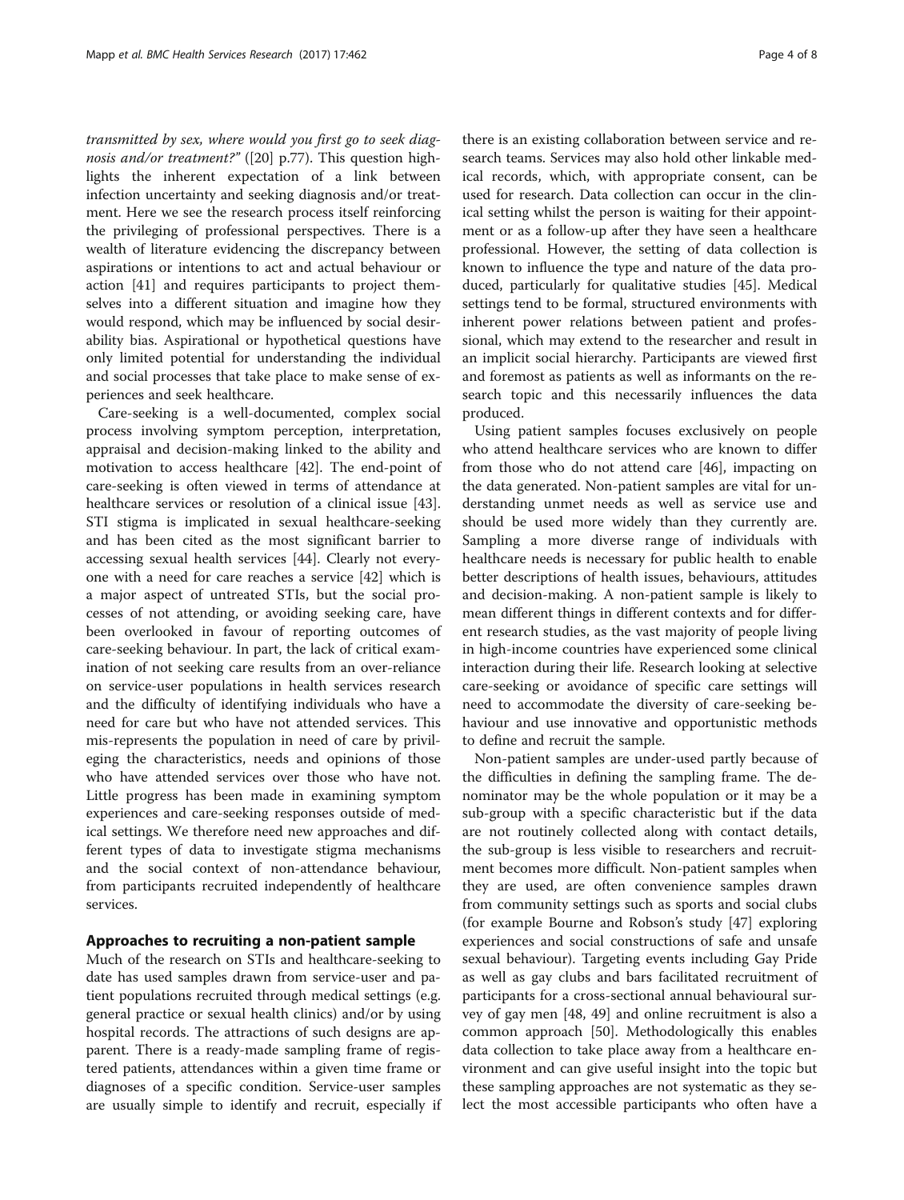*transmitted by sex, where would you first go to seek diagnosis and/or treatment?"* ([20] p.77). This question highlights the inherent expectation of a link between infection uncertainty and seeking diagnosis and/or treatment. Here we see the research process itself reinforcing the privileging of professional perspectives. There is a wealth of literature evidencing the discrepancy between aspirations or intentions to act and actual behaviour or action [41] and requires participants to project themselves into a different situation and imagine how they would respond, which may be influenced by social desirability bias. Aspirational or hypothetical questions have only limited potential for understanding the individual and social processes that take place to make sense of experiences and seek healthcare.

Care-seeking is a well-documented, complex social process involving symptom perception, interpretation, appraisal and decision-making linked to the ability and motivation to access healthcare [42]. The end-point of care-seeking is often viewed in terms of attendance at healthcare services or resolution of a clinical issue [43]. STI stigma is implicated in sexual healthcare-seeking and has been cited as the most significant barrier to accessing sexual health services [44]. Clearly not everyone with a need for care reaches a service [42] which is a major aspect of untreated STIs, but the social processes of not attending, or avoiding seeking care, have been overlooked in favour of reporting outcomes of care-seeking behaviour. In part, the lack of critical examination of not seeking care results from an over-reliance on service-user populations in health services research and the difficulty of identifying individuals who have a need for care but who have not attended services. This mis-represents the population in need of care by privileging the characteristics, needs and opinions of those who have attended services over those who have not. Little progress has been made in examining symptom experiences and care-seeking responses outside of medical settings. We therefore need new approaches and different types of data to investigate stigma mechanisms and the social context of non-attendance behaviour, from participants recruited independently of healthcare services.

## Approaches to recruiting a non-patient sample

Much of the research on STIs and healthcare-seeking to date has used samples drawn from service-user and patient populations recruited through medical settings (e.g. general practice or sexual health clinics) and/or by using hospital records. The attractions of such designs are apparent. There is a ready-made sampling frame of registered patients, attendances within a given time frame or diagnoses of a specific condition. Service-user samples are usually simple to identify and recruit, especially if there is an existing collaboration between service and research teams. Services may also hold other linkable medical records, which, with appropriate consent, can be used for research. Data collection can occur in the clinical setting whilst the person is waiting for their appointment or as a follow-up after they have seen a healthcare professional. However, the setting of data collection is known to influence the type and nature of the data produced, particularly for qualitative studies [45]. Medical settings tend to be formal, structured environments with inherent power relations between patient and professional, which may extend to the researcher and result in an implicit social hierarchy. Participants are viewed first and foremost as patients as well as informants on the research topic and this necessarily influences the data produced.

Using patient samples focuses exclusively on people who attend healthcare services who are known to differ from those who do not attend care [46], impacting on the data generated. Non-patient samples are vital for understanding unmet needs as well as service use and should be used more widely than they currently are. Sampling a more diverse range of individuals with healthcare needs is necessary for public health to enable better descriptions of health issues, behaviours, attitudes and decision-making. A non-patient sample is likely to mean different things in different contexts and for different research studies, as the vast majority of people living in high-income countries have experienced some clinical interaction during their life. Research looking at selective care-seeking or avoidance of specific care settings will need to accommodate the diversity of care-seeking behaviour and use innovative and opportunistic methods to define and recruit the sample.

Non-patient samples are under-used partly because of the difficulties in defining the sampling frame. The denominator may be the whole population or it may be a sub-group with a specific characteristic but if the data are not routinely collected along with contact details, the sub-group is less visible to researchers and recruitment becomes more difficult. Non-patient samples when they are used, are often convenience samples drawn from community settings such as sports and social clubs (for example Bourne and Robson's study [47] exploring experiences and social constructions of safe and unsafe sexual behaviour). Targeting events including Gay Pride as well as gay clubs and bars facilitated recruitment of participants for a cross-sectional annual behavioural survey of gay men [48, 49] and online recruitment is also a common approach [50]. Methodologically this enables data collection to take place away from a healthcare environment and can give useful insight into the topic but these sampling approaches are not systematic as they select the most accessible participants who often have a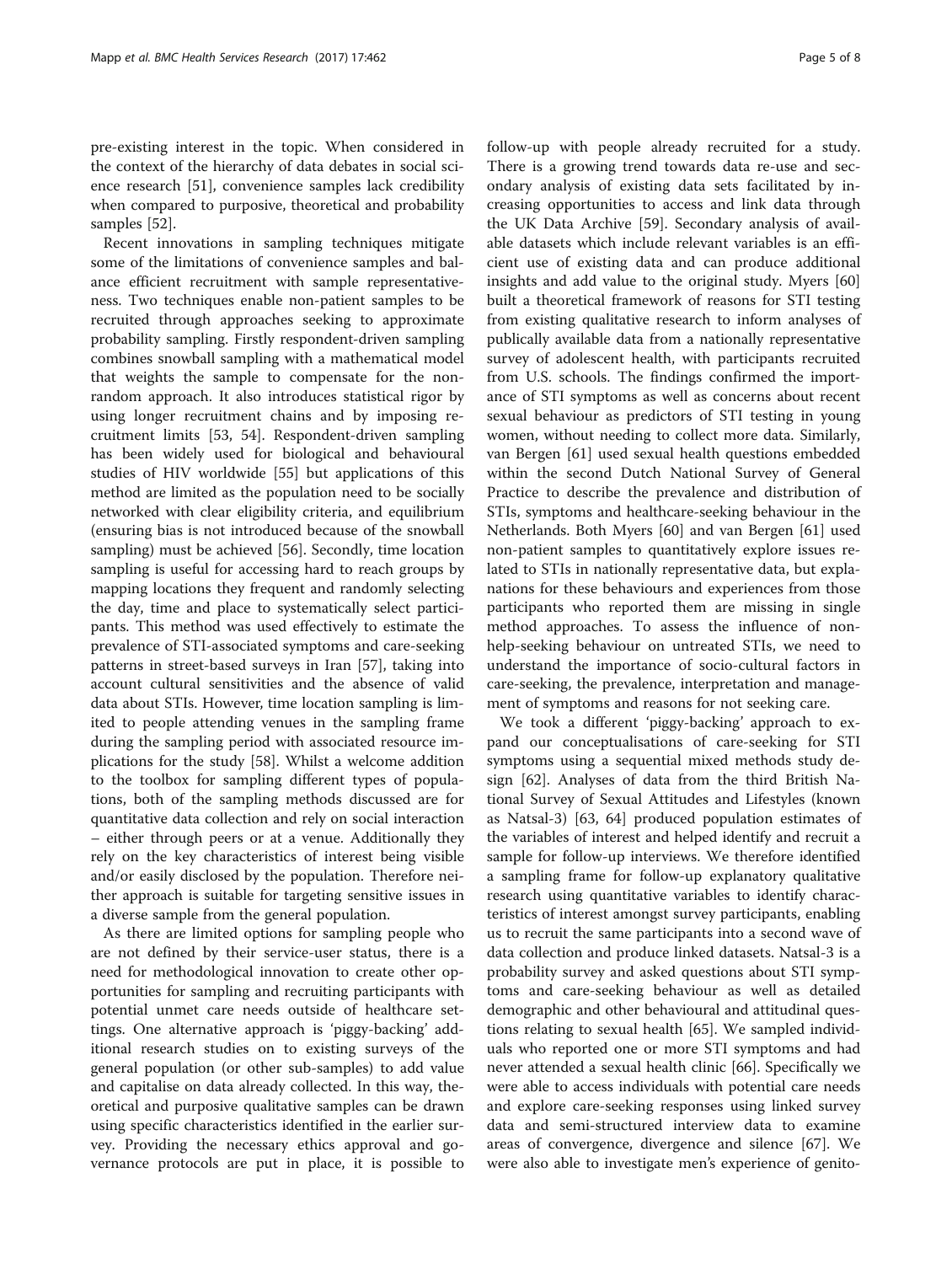pre-existing interest in the topic. When considered in the context of the hierarchy of data debates in social science research [51], convenience samples lack credibility when compared to purposive, theoretical and probability samples [52].

Recent innovations in sampling techniques mitigate some of the limitations of convenience samples and balance efficient recruitment with sample representativeness. Two techniques enable non-patient samples to be recruited through approaches seeking to approximate probability sampling. Firstly respondent-driven sampling combines snowball sampling with a mathematical model that weights the sample to compensate for the non-random approach. It also introduces statistical rigor by using longer recruitment chains and by imposing recruitment limits [53, 54]. Respondent-driven sampling has been widely used for biological and behavioural studies of HIV worldwide [55] but applications of this method are limited as the population need to be socially networked with clear eligibility criteria, and equilibrium (ensuring bias is not introduced because of the snowball sampling) must be achieved [56]. Secondly, time location sampling is useful for accessing hard to reach groups by mapping locations they frequent and randomly selecting the day, time and place to systematically select participants. This method was used effectively to estimate the prevalence of STI-associated symptoms and care-seeking patterns in street-based surveys in Iran [57], taking into account cultural sensitivities and the absence of valid data about STIs. However, time location sampling is limited to people attending venues in the sampling frame during the sampling period with associated resource implications for the study [58]. Whilst a welcome addition to the toolbox for sampling different types of populations, both of the sampling methods discussed are for quantitative data collection and rely on social interaction – either through peers or at a venue. Additionally they rely on the key characteristics of interest being visible and/or easily disclosed by the population. Therefore neither approach is suitable for targeting sensitive issues in a diverse sample from the general population.

As there are limited options for sampling people who are not defined by their service-user status, there is a need for methodological innovation to create other opportunities for sampling and recruiting participants with potential unmet care needs outside of healthcare settings. One alternative approach is 'piggy-backing' additional research studies on to existing surveys of the general population (or other sub-samples) to add value and capitalise on data already collected. In this way, theoretical and purposive qualitative samples can be drawn using specific characteristics identified in the earlier survey. Providing the necessary ethics approval and governance protocols are put in place, it is possible to follow-up with people already recruited for a study. There is a growing trend towards data re-use and secondary analysis of existing data sets facilitated by increasing opportunities to access and link data through the UK Data Archive [59]. Secondary analysis of available datasets which include relevant variables is an efficient use of existing data and can produce additional insights and add value to the original study. Myers [60] built a theoretical framework of reasons for STI testing from existing qualitative research to inform analyses of publically available data from a nationally representative survey of adolescent health, with participants recruited from U.S. schools. The findings confirmed the importance of STI symptoms as well as concerns about recent sexual behaviour as predictors of STI testing in young women, without needing to collect more data. Similarly, van Bergen [61] used sexual health questions embedded within the second Dutch National Survey of General Practice to describe the prevalence and distribution of STIs, symptoms and healthcare-seeking behaviour in the Netherlands. Both Myers [60] and van Bergen [61] used non-patient samples to quantitatively explore issues related to STIs in nationally representative data, but explanations for these behaviours and experiences from those participants who reported them are missing in single method approaches. To assess the influence of non-help-seeking behaviour on untreated STIs, we need to understand the importance of socio-cultural factors in care-seeking, the prevalence, interpretation and management of symptoms and reasons for not seeking care.

We took a different 'piggy-backing' approach to expand our conceptualisations of care-seeking for STI symptoms using a sequential mixed methods study design [62]. Analyses of data from the third British National Survey of Sexual Attitudes and Lifestyles (known as Natsal-3) [63, 64] produced population estimates of the variables of interest and helped identify and recruit a sample for follow-up interviews. We therefore identified a sampling frame for follow-up explanatory qualitative research using quantitative variables to identify characteristics of interest amongst survey participants, enabling us to recruit the same participants into a second wave of data collection and produce linked datasets. Natsal-3 is a probability survey and asked questions about STI symptoms and care-seeking behaviour as well as detailed demographic and other behavioural and attitudinal questions relating to sexual health [65]. We sampled individuals who reported one or more STI symptoms and had never attended a sexual health clinic [66]. Specifically we were able to access individuals with potential care needs and explore care-seeking responses using linked survey data and semi-structured interview data to examine areas of convergence, divergence and silence [67]. We were also able to investigate men's experience of genito-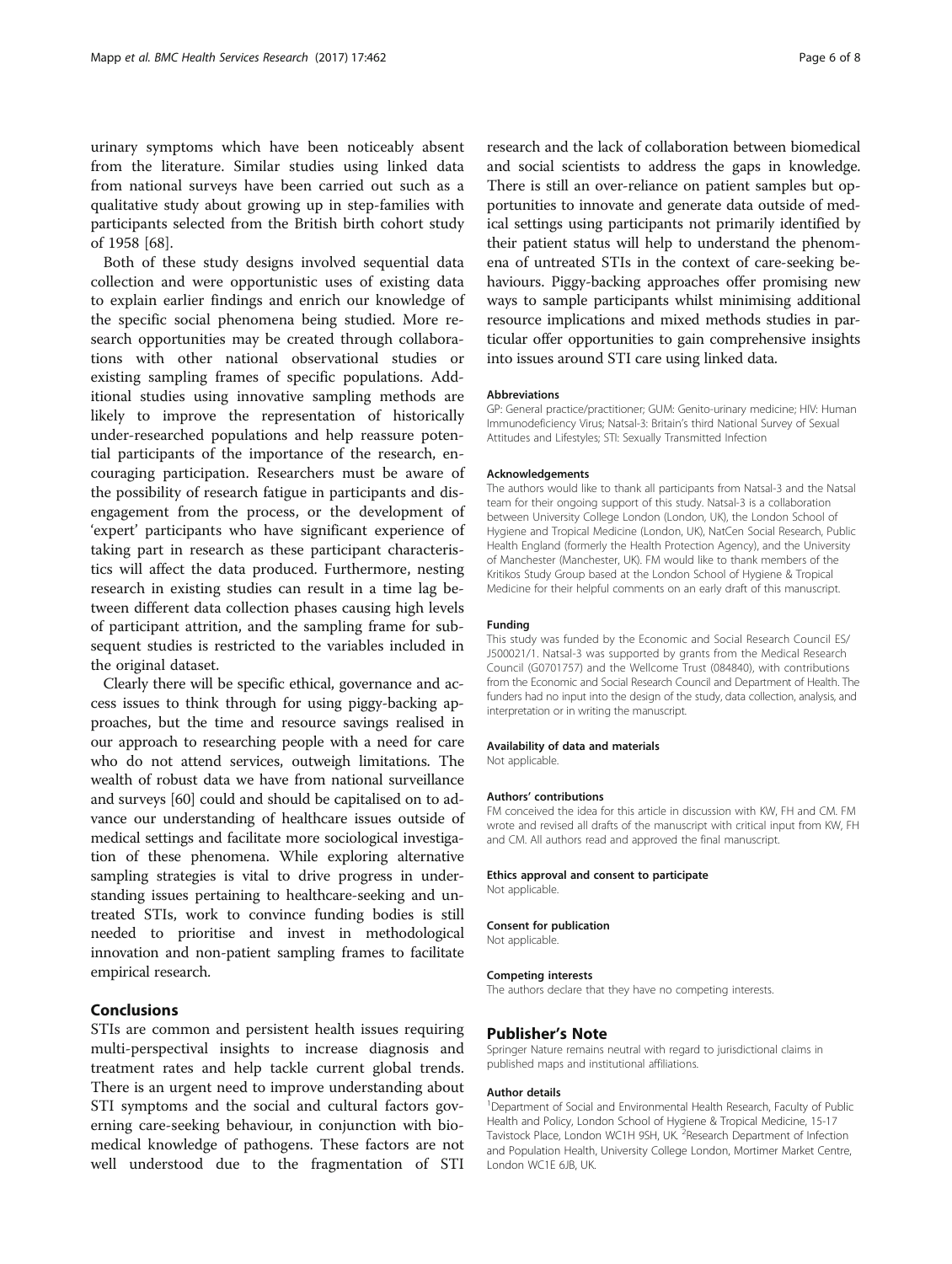urinary symptoms which have been noticeably absent from the literature. Similar studies using linked data from national surveys have been carried out such as a qualitative study about growing up in step-families with participants selected from the British birth cohort study of 1958 [68].

Both of these study designs involved sequential data collection and were opportunistic uses of existing data to explain earlier findings and enrich our knowledge of the specific social phenomena being studied. More research opportunities may be created through collaborations with other national observational studies or existing sampling frames of specific populations. Additional studies using innovative sampling methods are likely to improve the representation of historically under-researched populations and help reassure potential participants of the importance of the research, encouraging participation. Researchers must be aware of the possibility of research fatigue in participants and disengagement from the process, or the development of 'expert' participants who have significant experience of taking part in research as these participant characteristics will affect the data produced. Furthermore, nesting research in existing studies can result in a time lag between different data collection phases causing high levels of participant attrition, and the sampling frame for subsequent studies is restricted to the variables included in the original dataset.

Clearly there will be specific ethical, governance and access issues to think through for using piggy-backing approaches, but the time and resource savings realised in our approach to researching people with a need for care who do not attend services, outweigh limitations. The wealth of robust data we have from national surveillance and surveys [60] could and should be capitalised on to advance our understanding of healthcare issues outside of medical settings and facilitate more sociological investigation of these phenomena. While exploring alternative sampling strategies is vital to drive progress in understanding issues pertaining to healthcare-seeking and untreated STIs, work to convince funding bodies is still needed to prioritise and invest in methodological innovation and non-patient sampling frames to facilitate empirical research.

## Conclusions

STIs are common and persistent health issues requiring multi-perspectival insights to increase diagnosis and treatment rates and help tackle current global trends. There is an urgent need to improve understanding about STI symptoms and the social and cultural factors governing care-seeking behaviour, in conjunction with biomedical knowledge of pathogens. These factors are not well understood due to the fragmentation of STI research and the lack of collaboration between biomedical and social scientists to address the gaps in knowledge. There is still an over-reliance on patient samples but opportunities to innovate and generate data outside of medical settings using participants not primarily identified by their patient status will help to understand the phenomena of untreated STIs in the context of care-seeking behaviours. Piggy-backing approaches offer promising new ways to sample participants whilst minimising additional resource implications and mixed methods studies in particular offer opportunities to gain comprehensive insights into issues around STI care using linked data.

#### Abbreviations

GP: General practice/practitioner; GUM: Genito-urinary medicine; HIV: Human Immunodeficiency Virus; Natsal-3: Britain's third National Survey of Sexual Attitudes and Lifestyles; STI: Sexually Transmitted Infection

#### Acknowledgements

The authors would like to thank all participants from Natsal-3 and the Natsal team for their ongoing support of this study. Natsal-3 is a collaboration between University College London (London, UK), the London School of Hygiene and Tropical Medicine (London, UK), NatCen Social Research, Public Health England (formerly the Health Protection Agency), and the University of Manchester (Manchester, UK). FM would like to thank members of the Kritikos Study Group based at the London School of Hygiene & Tropical Medicine for their helpful comments on an early draft of this manuscript.

#### Funding

This study was funded by the Economic and Social Research Council ES/J500021/1. Natsal-3 was supported by grants from the Medical Research Council (G0701757) and the Wellcome Trust (084840), with contributions from the Economic and Social Research Council and Department of Health. The funders had no input into the design of the study, data collection, analysis, and interpretation or in writing the manuscript.

#### Availability of data and materials

Not applicable.

#### Authors' contributions

FM conceived the idea for this article in discussion with KW, FH and CM. FM wrote and revised all drafts of the manuscript with critical input from KW, FH and CM. All authors read and approved the final manuscript.

#### Ethics approval and consent to participate

Not applicable.

#### Consent for publication

Not applicable.

#### Competing interests

The authors declare that they have no competing interests.

## Publisher's Note

Springer Nature remains neutral with regard to jurisdictional claims in published maps and institutional affiliations.

#### Author details

[1]Department of Social and Environmental Health Research, Faculty of Public Health and Policy, London School of Hygiene & Tropical Medicine, 15-17 Tavistock Place, London WC1H 9SH, UK. [2]Research Department of Infection and Population Health, University College London, Mortimer Market Centre, London WC1E 6JB, UK.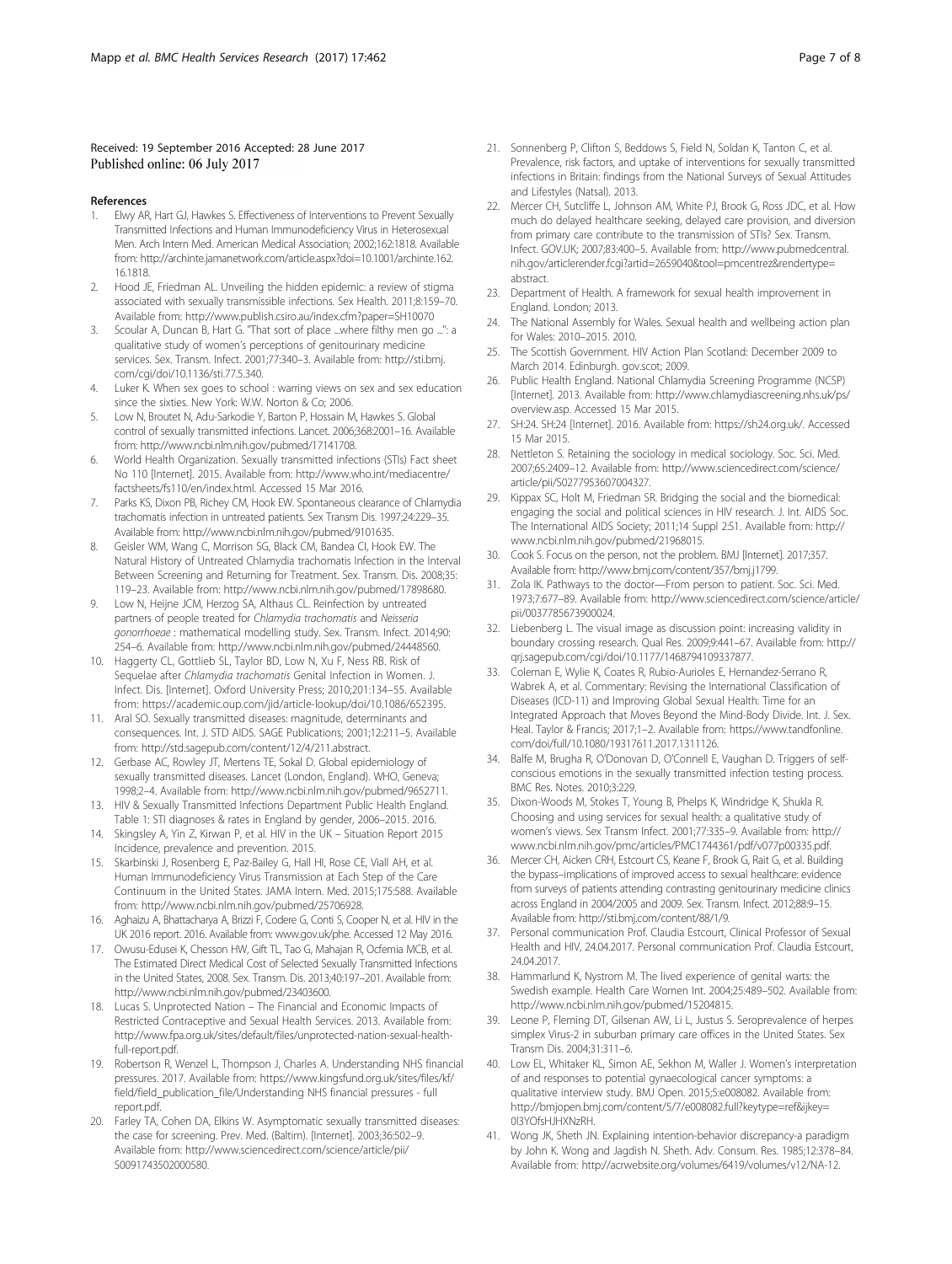Received: 19 September 2016 Accepted: 28 June 2017
Published online: 06 July 2017

## References

1. Elwy AR, Hart GJ, Hawkes S. Effectiveness of Interventions to Prevent Sexually Transmitted Infections and Human Immunodeficiency Virus in Heterosexual Men. Arch Intern Med. American Medical Association; 2002;162:1818. Available from: http://archinte.jamanetwork.com/article.aspx?doi=10.1001/archinte.162.16.1818.
2. Hood JE, Friedman AL. Unveiling the hidden epidemic: a review of stigma associated with sexually transmissible infections. Sex Health. 2011;8:159–70. Available from: http://www.publish.csiro.au/index.cfm?paper=SH10070
3. Scoular A, Duncan B, Hart G. "That sort of place ...where filthy men go ...": a qualitative study of women's perceptions of genitourinary medicine services. Sex. Transm. Infect. 2001;77:340–3. Available from: http://sti.bmj.com/cgi/doi/10.1136/sti.77.5.340.
4. Luker K. When sex goes to school : warring views on sex and sex education since the sixties. New York: W.W. Norton & Co; 2006.
5. Low N, Broutet N, Adu-Sarkodie Y, Barton P, Hossain M, Hawkes S. Global control of sexually transmitted infections. Lancet. 2006;368:2001–16. Available from: http://www.ncbi.nlm.nih.gov/pubmed/17141708.
6. World Health Organization. Sexually transmitted infections (STIs) Fact sheet No 110 [Internet]. 2015. Available from: http://www.who.int/mediacentre/factsheets/fs110/en/index.html. Accessed 15 Mar 2016.
7. Parks KS, Dixon PB, Richey CM, Hook EW. Spontaneous clearance of Chlamydia trachomatis infection in untreated patients. Sex Transm Dis. 1997;24:229–35. Available from: http://www.ncbi.nlm.nih.gov/pubmed/9101635.
8. Geisler WM, Wang C, Morrison SG, Black CM, Bandea CI, Hook EW. The Natural History of Untreated Chlamydia trachomatis Infection in the Interval Between Screening and Returning for Treatment. Sex. Transm. Dis. 2008;35:119–23. Available from: http://www.ncbi.nlm.nih.gov/pubmed/17898680.
9. Low N, Heijne JCM, Herzog SA, Althaus CL. Reinfection by untreated partners of people treated for *Chlamydia trachomatis* and *Neisseria gonorrhoeae* : mathematical modelling study. Sex. Transm. Infect. 2014;90:254–6. Available from: http://www.ncbi.nlm.nih.gov/pubmed/24448560.
10. Haggerty CL, Gottlieb SL, Taylor BD, Low N, Xu F, Ness RB. Risk of Sequelae after *Chlamydia trachomatis* Genital Infection in Women. J. Infect. Dis. [Internet]. Oxford University Press; 2010;201:134–55. Available from: https://academic.oup.com/jid/article-lookup/doi/10.1086/652395.
11. Aral SO. Sexually transmitted diseases: magnitude, determinants and consequences. Int. J. STD AIDS. SAGE Publications; 2001;12:211–5. Available from: http://std.sagepub.com/content/12/4/211.abstract.
12. Gerbase AC, Rowley JT, Mertens TE, Sokal D. Global epidemiology of sexually transmitted diseases. Lancet (London, England). WHO, Geneva; 1998;2–4. Available from: http://www.ncbi.nlm.nih.gov/pubmed/9652711.
13. HIV & Sexually Transmitted Infections Department Public Health England. Table 1: STI diagnoses & rates in England by gender, 2006–2015. 2016.
14. Skingsley A, Yin Z, Kirwan P, et al. HIV in the UK – Situation Report 2015 Incidence, prevalence and prevention. 2015.
15. Skarbinski J, Rosenberg E, Paz-Bailey G, Hall HI, Rose CE, Viall AH, et al. Human Immunodeficiency Virus Transmission at Each Step of the Care Continuum in the United States. JAMA Intern. Med. 2015;175:588. Available from: http://www.ncbi.nlm.nih.gov/pubmed/25706928.
16. Aghaizu A, Bhattacharya A, Brizzi F, Codere G, Conti S, Cooper N, et al. HIV in the UK 2016 report. 2016. Available from: www.gov.uk/phe. Accessed 12 May 2016.
17. Owusu-Edusei K, Chesson HW, Gift TL, Tao G, Mahajan R, Ocfemia MCB, et al. The Estimated Direct Medical Cost of Selected Sexually Transmitted Infections in the United States, 2008. Sex. Transm. Dis. 2013;40:197–201. Available from: http://www.ncbi.nlm.nih.gov/pubmed/23403600.
18. Lucas S. Unprotected Nation – The Financial and Economic Impacts of Restricted Contraceptive and Sexual Health Services. 2013. Available from: http://www.fpa.org.uk/sites/default/files/unprotected-nation-sexual-health-full-report.pdf.
19. Robertson R, Wenzel L, Thompson J, Charles A. Understanding NHS financial pressures. 2017. Available from: https://www.kingsfund.org.uk/sites/files/kf/field/field_publication_file/Understanding NHS financial pressures - full report.pdf.
20. Farley TA, Cohen DA, Elkins W. Asymptomatic sexually transmitted diseases: the case for screening. Prev. Med. (Baltim). [Internet]. 2003;36:502–9. Available from: http://www.sciencedirect.com/science/article/pii/S0091743502000580.
21. Sonnenberg P, Clifton S, Beddows S, Field N, Soldan K, Tanton C, et al. Prevalence, risk factors, and uptake of interventions for sexually transmitted infections in Britain: findings from the National Surveys of Sexual Attitudes and Lifestyles (Natsal). 2013.
22. Mercer CH, Sutcliffe L, Johnson AM, White PJ, Brook G, Ross JDC, et al. How much do delayed healthcare seeking, delayed care provision, and diversion from primary care contribute to the transmission of STIs? Sex. Transm. Infect. GOV.UK; 2007;83:400–5. Available from: http://www.pubmedcentral.nih.gov/articlerender.fcgi?artid=2659040&tool=pmcentrez&rendertype=abstract.
23. Department of Health. A framework for sexual health improvement in England. London; 2013.
24. The National Assembly for Wales. Sexual health and wellbeing action plan for Wales: 2010–2015. 2010.
25. The Scottish Government. HIV Action Plan Scotland: December 2009 to March 2014. Edinburgh. gov.scot; 2009.
26. Public Health England. National Chlamydia Screening Programme (NCSP) [Internet]. 2013. Available from: http://www.chlamydiascreening.nhs.uk/ps/overview.asp. Accessed 15 Mar 2015.
27. SH:24. SH:24 [Internet]. 2016. Available from: https://sh24.org.uk/. Accessed 15 Mar 2015.
28. Nettleton S. Retaining the sociology in medical sociology. Soc. Sci. Med. 2007;65:2409–12. Available from: http://www.sciencedirect.com/science/article/pii/S0277953607004327.
29. Kippax SC, Holt M, Friedman SR. Bridging the social and the biomedical: engaging the social and political sciences in HIV research. J. Int. AIDS Soc. The International AIDS Society; 2011;14 Suppl 2:S1. Available from: http://www.ncbi.nlm.nih.gov/pubmed/21968015.
30. Cook S. Focus on the person, not the problem. BMJ [Internet]. 2017;357. Available from: http://www.bmj.com/content/357/bmj.j1799.
31. Zola IK. Pathways to the doctor—From person to patient. Soc. Sci. Med. 1973;7:677–89. Available from: http://www.sciencedirect.com/science/article/pii/0037785673900024.
32. Liebenberg L. The visual image as discussion point: increasing validity in boundary crossing research. Qual Res. 2009;9:441–67. Available from: http://qrj.sagepub.com/cgi/doi/10.1177/1468794109337877.
33. Coleman E, Wylie K, Coates R, Rubio-Aurioles E, Hernandez-Serrano R, Wabrek A, et al. Commentary: Revising the International Classification of Diseases (ICD-11) and Improving Global Sexual Health: Time for an Integrated Approach that Moves Beyond the Mind-Body Divide. Int. J. Sex. Heal. Taylor & Francis; 2017;1–2. Available from: https://www.tandfonline.com/doi/full/10.1080/19317611.2017.1311126.
34. Balfe M, Brugha R, O'Donovan D, O'Connell E, Vaughan D. Triggers of self-conscious emotions in the sexually transmitted infection testing process. BMC Res. Notes. 2010;3:229.
35. Dixon-Woods M, Stokes T, Young B, Phelps K, Windridge K, Shukla R. Choosing and using services for sexual health: a qualitative study of women's views. Sex Transm Infect. 2001;77:335–9. Available from: http://www.ncbi.nlm.nih.gov/pmc/articles/PMC1744361/pdf/v077p00335.pdf.
36. Mercer CH, Aicken CRH, Estcourt CS, Keane F, Brook G, Rait G, et al. Building the bypass–implications of improved access to sexual healthcare: evidence from surveys of patients attending contrasting genitourinary medicine clinics across England in 2004/2005 and 2009. Sex. Transm. Infect. 2012;88:9–15. Available from: http://sti.bmj.com/content/88/1/9.
37. Personal communication Prof. Claudia Estcourt, Clinical Professor of Sexual Health and HIV, 24.04.2017. Personal communication Prof. Claudia Estcourt, 24.04.2017.
38. Hammarlund K, Nystrom M. The lived experience of genital warts: the Swedish example. Health Care Women Int. 2004;25:489–502. Available from: http://www.ncbi.nlm.nih.gov/pubmed/15204815.
39. Leone P, Fleming DT, Gilsenan AW, Li L, Justus S. Seroprevalence of herpes simplex Virus-2 in suburban primary care offices in the United States. Sex Transm Dis. 2004;31:311–6.
40. Low EL, Whitaker KL, Simon AE, Sekhon M, Waller J. Women's interpretation of and responses to potential gynaecological cancer symptoms: a qualitative interview study. BMJ Open. 2015;5:e008082. Available from: http://bmjopen.bmj.com/content/5/7/e008082.full?keytype=ref&ijkey=0l3YOfsHJHXNzRH.
41. Wong JK, Sheth JN. Explaining intention-behavior discrepancy-a paradigm by John K. Wong and Jagdish N. Sheth. Adv. Consum. Res. 1985;12:378–84. Available from: http://acrwebsite.org/volumes/6419/volumes/v12/NA-12.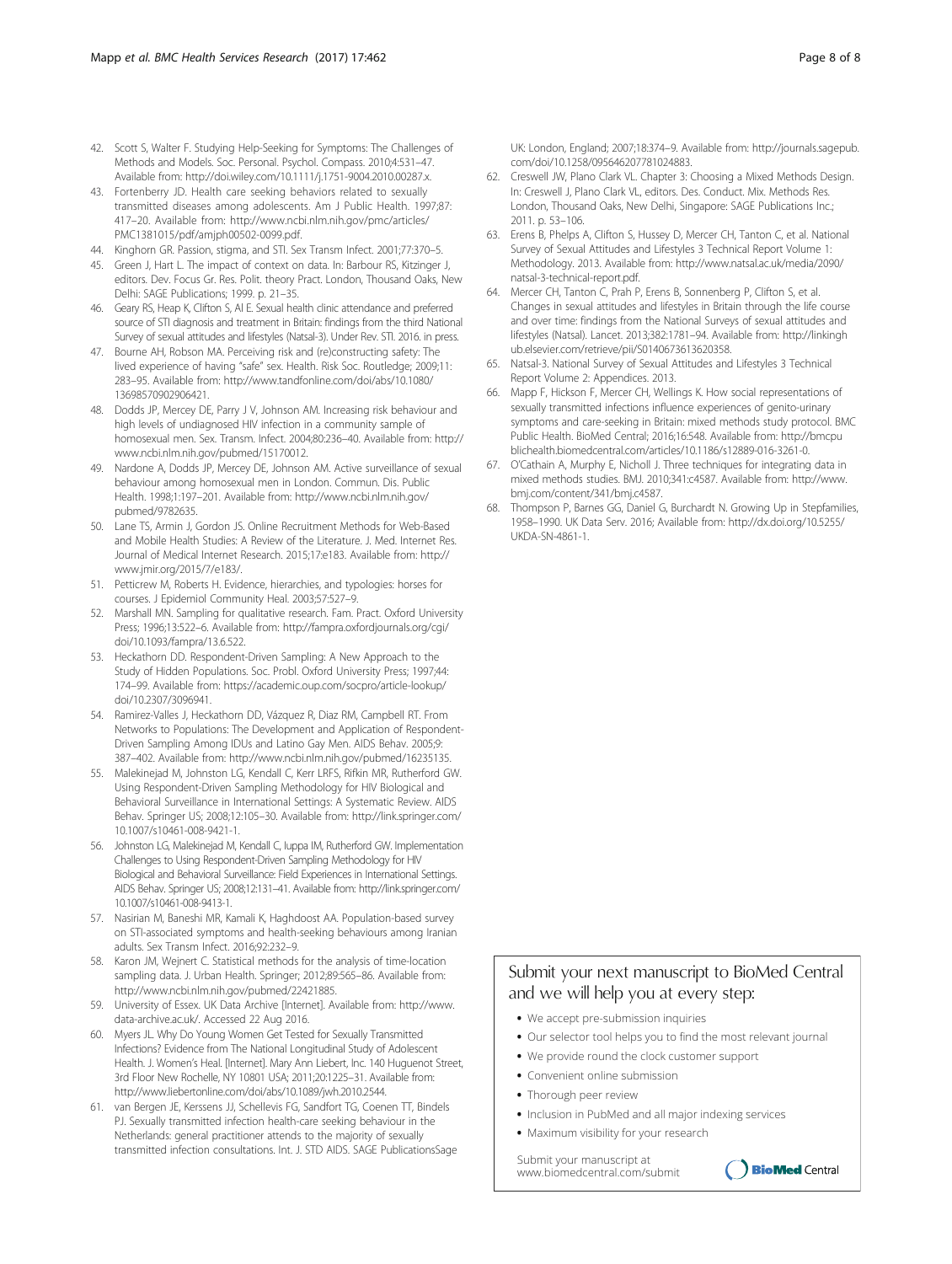42. Scott S, Walter F. Studying Help-Seeking for Symptoms: The Challenges of Methods and Models. Soc. Personal. Psychol. Compass. 2010;4:531–47. Available from: http://doi.wiley.com/10.1111/j.1751-9004.2010.00287.x.
43. Fortenberry JD. Health care seeking behaviors related to sexually transmitted diseases among adolescents. Am J Public Health. 1997;87: 417–20. Available from: http://www.ncbi.nlm.nih.gov/pmc/articles/PMC1381015/pdf/amjph00502-0099.pdf.
44. Kinghorn GR. Passion, stigma, and STI. Sex Transm Infect. 2001;77:370–5.
45. Green J, Hart L. The impact of context on data. In: Barbour RS, Kitzinger J, editors. Dev. Focus Gr. Res. Polit. theory Pract. London, Thousand Oaks, New Delhi: SAGE Publications; 1999. p. 21–35.
46. Geary RS, Heap K, Clifton S, Al E. Sexual health clinic attendance and preferred source of STI diagnosis and treatment in Britain: findings from the third National Survey of sexual attitudes and lifestyles (Natsal-3). Under Rev. STI. 2016. in press.
47. Bourne AH, Robson MA. Perceiving risk and (re)constructing safety: The lived experience of having "safe" sex. Health. Risk Soc. Routledge; 2009;11: 283–95. Available from: http://www.tandfonline.com/doi/abs/10.1080/13698570902906421.
48. Dodds JP, Mercey DE, Parry J V, Johnson AM. Increasing risk behaviour and high levels of undiagnosed HIV infection in a community sample of homosexual men. Sex. Transm. Infect. 2004;80:236–40. Available from: http://www.ncbi.nlm.nih.gov/pubmed/15170012.
49. Nardone A, Dodds JP, Mercey DE, Johnson AM. Active surveillance of sexual behaviour among homosexual men in London. Commun. Dis. Public Health. 1998;1:197–201. Available from: http://www.ncbi.nlm.nih.gov/pubmed/9782635.
50. Lane TS, Armin J, Gordon JS. Online Recruitment Methods for Web-Based and Mobile Health Studies: A Review of the Literature. J. Med. Internet Res. Journal of Medical Internet Research. 2015;17:e183. Available from: http://www.jmir.org/2015/7/e183/.
51. Petticrew M, Roberts H. Evidence, hierarchies, and typologies: horses for courses. J Epidemiol Community Heal. 2003;57:527–9.
52. Marshall MN. Sampling for qualitative research. Fam. Pract. Oxford University Press; 1996;13:522–6. Available from: http://fampra.oxfordjournals.org/cgi/doi/10.1093/fampra/13.6.522.
53. Heckathorn DD. Respondent-Driven Sampling: A New Approach to the Study of Hidden Populations. Soc. Probl. Oxford University Press; 1997;44: 174–99. Available from: https://academic.oup.com/socpro/article-lookup/doi/10.2307/3096941.
54. Ramirez-Valles J, Heckathorn DD, Vázquez R, Diaz RM, Campbell RT. From Networks to Populations: The Development and Application of Respondent-Driven Sampling Among IDUs and Latino Gay Men. AIDS Behav. 2005;9: 387–402. Available from: http://www.ncbi.nlm.nih.gov/pubmed/16235135.
55. Malekinejad M, Johnston LG, Kendall C, Kerr LRFS, Rifkin MR, Rutherford GW. Using Respondent-Driven Sampling Methodology for HIV Biological and Behavioral Surveillance in International Settings: A Systematic Review. AIDS Behav. Springer US; 2008;12:105–30. Available from: http://link.springer.com/10.1007/s10461-008-9421-1.
56. Johnston LG, Malekinejad M, Kendall C, Iuppa IM, Rutherford GW. Implementation Challenges to Using Respondent-Driven Sampling Methodology for HIV Biological and Behavioral Surveillance: Field Experiences in International Settings. AIDS Behav. Springer US; 2008;12:131–41. Available from: http://link.springer.com/10.1007/s10461-008-9413-1.
57. Nasirian M, Baneshi MR, Kamali K, Haghdoost AA. Population-based survey on STI-associated symptoms and health-seeking behaviours among Iranian adults. Sex Transm Infect. 2016;92:232–9.
58. Karon JM, Wejnert C. Statistical methods for the analysis of time-location sampling data. J. Urban Health. Springer; 2012;89:565–86. Available from: http://www.ncbi.nlm.nih.gov/pubmed/22421885.
59. University of Essex. UK Data Archive [Internet]. Available from: http://www.data-archive.ac.uk/. Accessed 22 Aug 2016.
60. Myers JL. Why Do Young Women Get Tested for Sexually Transmitted Infections? Evidence from The National Longitudinal Study of Adolescent Health. J. Women's Heal. [Internet]. Mary Ann Liebert, Inc. 140 Huguenot Street, 3rd Floor New Rochelle, NY 10801 USA; 2011;20:1225–31. Available from: http://www.liebertonline.com/doi/abs/10.1089/jwh.2010.2544.
61. van Bergen JE, Kerssens JJ, Schellevis FG, Sandfort TG, Coenen TT, Bindels PJ. Sexually transmitted infection health-care seeking behaviour in the Netherlands: general practitioner attends to the majority of sexually transmitted infection consultations. Int. J. STD AIDS. SAGE PublicationsSage UK: London, England; 2007;18:374–9. Available from: http://journals.sagepub.com/doi/10.1258/095646207781024883.
62. Creswell JW, Plano Clark VL. Chapter 3: Choosing a Mixed Methods Design. In: Creswell J, Plano Clark VL, editors. Des. Conduct. Mix. Methods Res. London, Thousand Oaks, New Delhi, Singapore: SAGE Publications Inc.; 2011. p. 53–106.
63. Erens B, Phelps A, Clifton S, Hussey D, Mercer CH, Tanton C, et al. National Survey of Sexual Attitudes and Lifestyles 3 Technical Report Volume 1: Methodology. 2013. Available from: http://www.natsal.ac.uk/media/2090/natsal-3-technical-report.pdf.
64. Mercer CH, Tanton C, Prah P, Erens B, Sonnenberg P, Clifton S, et al. Changes in sexual attitudes and lifestyles in Britain through the life course and over time: findings from the National Surveys of sexual attitudes and lifestyles (Natsal). Lancet. 2013;382:1781–94. Available from: http://linkinghub.elsevier.com/retrieve/pii/S0140673613620358.
65. Natsal-3. National Survey of Sexual Attitudes and Lifestyles 3 Technical Report Volume 2: Appendices. 2013.
66. Mapp F, Hickson F, Mercer CH, Wellings K. How social representations of sexually transmitted infections influence experiences of genito-urinary symptoms and care-seeking in Britain: mixed methods study protocol. BMC Public Health. BioMed Central; 2016;16:548. Available from: http://bmcpublichealth.biomedcentral.com/articles/10.1186/s12889-016-3261-0.
67. O'Cathain A, Murphy E, Nicholl J. Three techniques for integrating data in mixed methods studies. BMJ. 2010;341:c4587. Available from: http://www.bmj.com/content/341/bmj.c4587.
68. Thompson P, Barnes GG, Daniel G, Burchardt N. Growing Up in Stepfamilies, 1958–1990. UK Data Serv. 2016; Available from: http://dx.doi.org/10.5255/UKDA-SN-4861-1.

Submit your next manuscript to BioMed Central and we will help you at every step:

- We accept pre-submission inquiries
- Our selector tool helps you to find the most relevant journal
- We provide round the clock customer support
- Convenient online submission
- Thorough peer review
- Inclusion in PubMed and all major indexing services
- Maximum visibility for your research

Submit your manuscript at www.biomedcentral.com/submit

BioMed Central